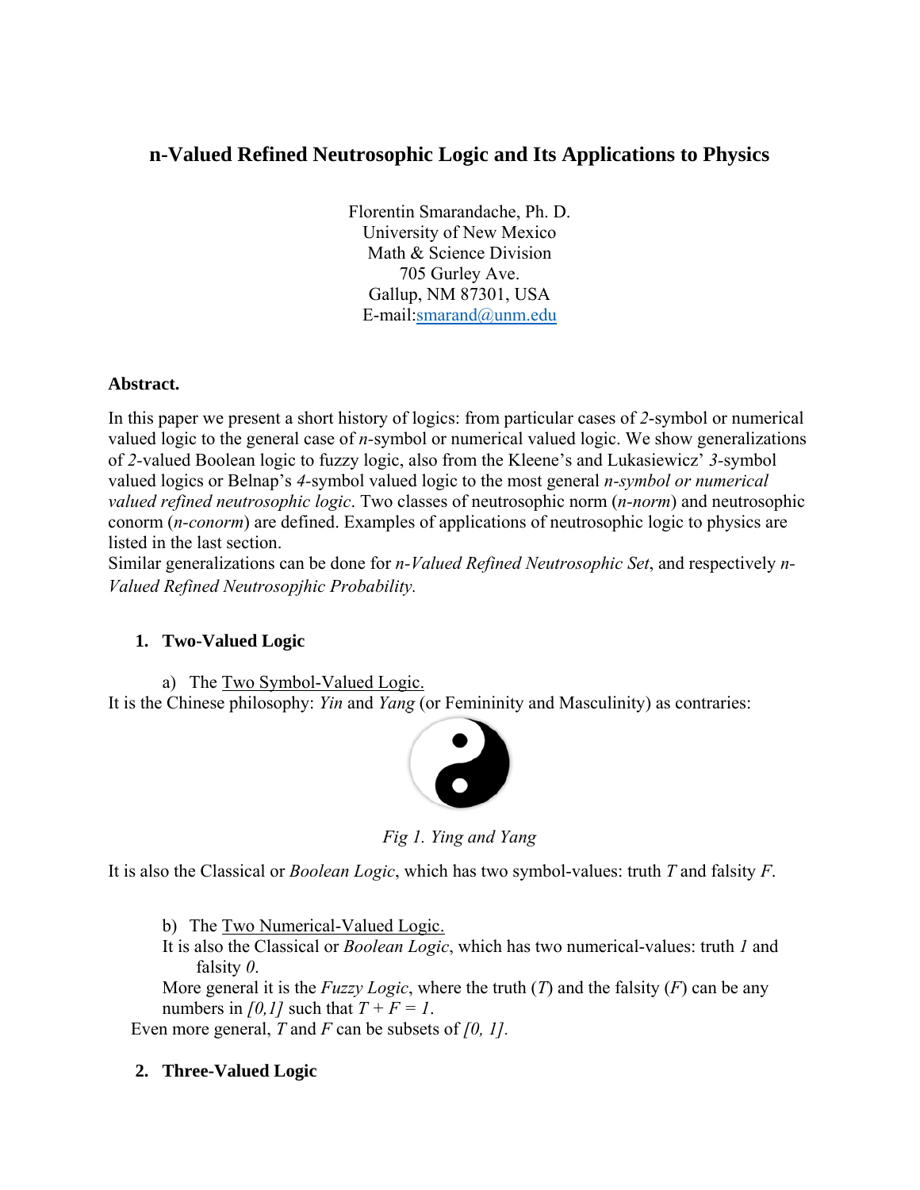# n-Valued Refined Neutrosophic Logic and Its Applications to Physics

Florentin Smarandache, Ph. D.
University of New Mexico
Math & Science Division
705 Gurley Ave.
Gallup, NM 87301, USA
E-mail:smarand@unm.edu

**Abstract.**

In this paper we present a short history of logics: from particular cases of *2*-symbol or numerical valued logic to the general case of *n*-symbol or numerical valued logic. We show generalizations of *2*-valued Boolean logic to fuzzy logic, also from the Kleene's and Lukasiewicz' *3*-symbol valued logics or Belnap's *4*-symbol valued logic to the most general *n-symbol or numerical valued refined neutrosophic logic*. Two classes of neutrosophic norm (*n-norm*) and neutrosophic conorm (*n-conorm*) are defined. Examples of applications of neutrosophic logic to physics are listed in the last section.
Similar generalizations can be done for *n-Valued Refined Neutrosophic Set*, and respectively *n-Valued Refined Neutrosopjhic Probability.*

## 1. Two-Valued Logic

a) The Two Symbol-Valued Logic.

It is the Chinese philosophy: *Yin* and *Yang* (or Femininity and Masculinity) as contraries:

*Fig 1. Ying and Yang*

It is also the Classical or *Boolean Logic*, which has two symbol-values: truth *T* and falsity *F*.

b) The Two Numerical-Valued Logic.

It is also the Classical or *Boolean Logic*, which has two numerical-values: truth *1* and falsity *0*.

More general it is the *Fuzzy Logic*, where the truth (*T*) and the falsity (*F*) can be any numbers in $[0,1]$ such that $T + F = 1$.

Even more general, *T* and *F* can be subsets of $[0, 1]$.

## 2. Three-Valued Logic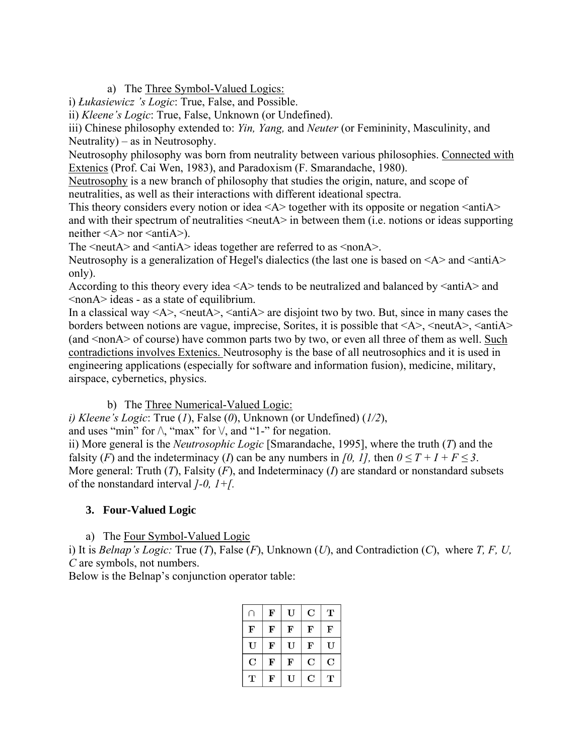a) The Three Symbol-Valued Logics:

i) *Łukasiewicz 's Logic*: True, False, and Possible.

ii) *Kleene's Logic*: True, False, Unknown (or Undefined).

iii) Chinese philosophy extended to: *Yin, Yang,* and *Neuter* (or Femininity, Masculinity, and Neutrality) – as in Neutrosophy.

Neutrosophy philosophy was born from neutrality between various philosophies. Connected with Extenics (Prof. Cai Wen, 1983), and Paradoxism (F. Smarandache, 1980).

Neutrosophy is a new branch of philosophy that studies the origin, nature, and scope of neutralities, as well as their interactions with different ideational spectra.

This theory considers every notion or idea <A> together with its opposite or negation <antiA> and with their spectrum of neutralities <neutA> in between them (i.e. notions or ideas supporting neither <A> nor <antiA>).

The <neutA> and <antiA> ideas together are referred to as <nonA>.

Neutrosophy is a generalization of Hegel's dialectics (the last one is based on <A> and <antiA> only).

According to this theory every idea <A> tends to be neutralized and balanced by <antiA> and <nonA> ideas - as a state of equilibrium.

In a classical way <A>, <neutA>, <antiA> are disjoint two by two. But, since in many cases the borders between notions are vague, imprecise, Sorites, it is possible that <A>, <neutA>, <antiA> (and <nonA> of course) have common parts two by two, or even all three of them as well. Such contradictions involves Extenics. Neutrosophy is the base of all neutrosophics and it is used in engineering applications (especially for software and information fusion), medicine, military, airspace, cybernetics, physics.

b) The Three Numerical-Valued Logic:

*i) Kleene's Logic*: True (*1*), False (*0*), Unknown (or Undefined) (*1/2*), and uses "min" for $\wedge$, "max" for $\vee$, and "1-" for negation.

ii) More general is the *Neutrosophic Logic* [Smarandache, 1995], where the truth ($T$) and the falsity ($F$) and the indeterminacy ($I$) can be any numbers in $[0, 1]$, then $0 \leq T + I + F \leq 3$.

More general: Truth ($T$), Falsity ($F$), and Indeterminacy ($I$) are standard or nonstandard subsets of the nonstandard interval $]^-0, 1^+[$.

## 3. Four-Valued Logic

a) The Four Symbol-Valued Logic

i) It is *Belnap's Logic:* True ($T$), False ($F$), Unknown ($U$), and Contradiction ($C$), where $T, F, U, C$ are symbols, not numbers.

Below is the Belnap's conjunction operator table:

| $\cap$ | F | U | C | T |
|---|---|---|---|---|
| F | F | F | F | F |
| U | F | U | F | U |
| C | F | F | C | C |
| T | F | U | C | T |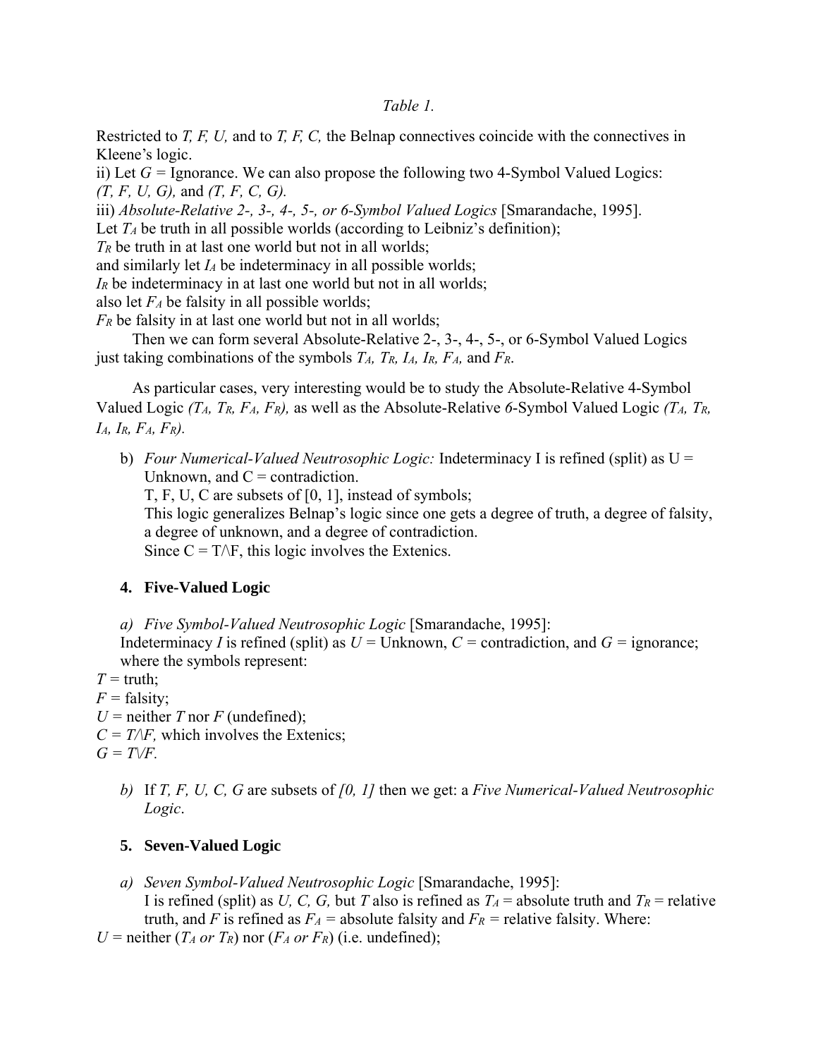*Table 1.*

Restricted to *T, F, U,* and to *T, F, C,* the Belnap connectives coincide with the connectives in Kleene's logic.

ii) Let $G$ = Ignorance. We can also propose the following two 4-Symbol Valued Logics: *(T, F, U, G),* and *(T, F, C, G).*

iii) *Absolute-Relative 2-, 3-, 4-, 5-, or 6-Symbol Valued Logics* [Smarandache, 1995].

Let $T_A$ be truth in all possible worlds (according to Leibniz's definition);

$T_R$ be truth in at last one world but not in all worlds;

and similarly let $I_A$ be indeterminacy in all possible worlds;

$I_R$ be indeterminacy in at last one world but not in all worlds;

also let $F_A$ be falsity in all possible worlds;

$F_R$ be falsity in at last one world but not in all worlds;

Then we can form several Absolute-Relative 2-, 3-, 4-, 5-, or 6-Symbol Valued Logics just taking combinations of the symbols $T_A$, $T_R$, $I_A$, $I_R$, $F_A$, and $F_R$.

As particular cases, very interesting would be to study the Absolute-Relative 4-Symbol Valued Logic $(T_A, T_R, F_A, F_R)$, as well as the Absolute-Relative *6*-Symbol Valued Logic $(T_A, T_R, I_A, I_R, F_A, F_R)$.

b) *Four Numerical-Valued Neutrosophic Logic:* Indeterminacy I is refined (split) as U = Unknown, and C = contradiction.
T, F, U, C are subsets of [0, 1], instead of symbols;
This logic generalizes Belnap's logic since one gets a degree of truth, a degree of falsity, a degree of unknown, and a degree of contradiction.
Since $C = T/\backslash F$, this logic involves the Extenics.

## 4. Five-Valued Logic

*a) Five Symbol-Valued Neutrosophic Logic* [Smarandache, 1995]:
Indeterminacy *I* is refined (split) as *U* = Unknown, *C* = contradiction, and *G* = ignorance; where the symbols represent:

$T$ = truth;
$F$ = falsity;
$U$ = neither $T$ nor $F$ (undefined);
$C = T/\backslash F$, which involves the Extenics;
$G = T\backslash/F$.

*b)* If *T, F, U, C, G* are subsets of *[0, 1]* then we get: a *Five Numerical-Valued Neutrosophic Logic*.

## 5. Seven-Valued Logic

*a) Seven Symbol-Valued Neutrosophic Logic* [Smarandache, 1995]:
I is refined (split) as *U, C, G,* but *T* also is refined as $T_A$ = absolute truth and $T_R$ = relative truth, and *F* is refined as $F_A$ = absolute falsity and $F_R$ = relative falsity. Where:

$U$ = neither ($T_A$ *or* $T_R$) nor ($F_A$ *or* $F_R$) (i.e. undefined);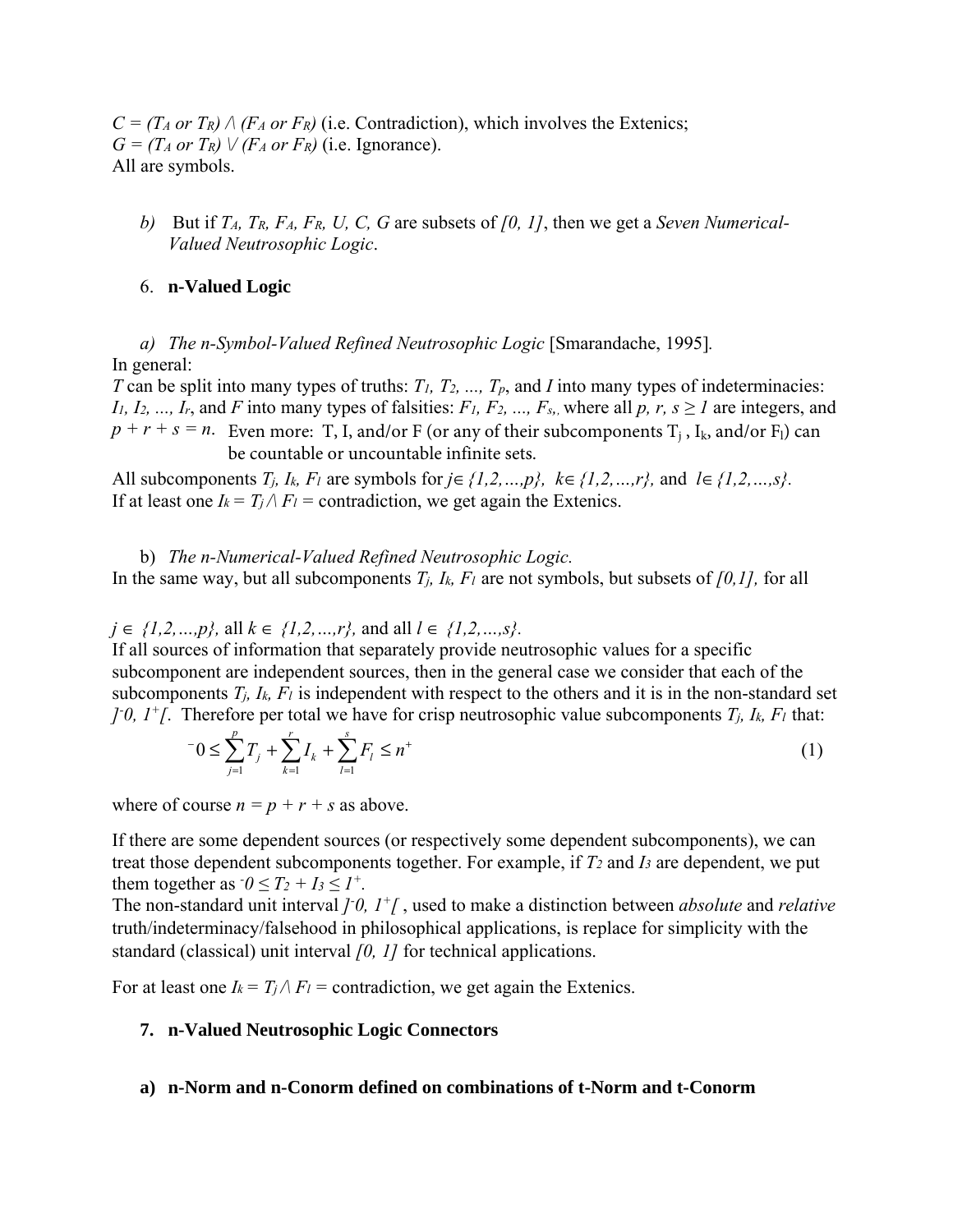$C = (T_A \text{ or } T_R) \wedge (F_A \text{ or } F_R)$ (i.e. Contradiction), which involves the Extenics;
$G = (T_A \text{ or } T_R) \vee (F_A \text{ or } F_R)$ (i.e. Ignorance).
All are symbols.

b) But if $T_A, T_R, F_A, F_R, U, C, G$ are subsets of $[0, 1]$, then we get a *Seven Numerical-Valued Neutrosophic Logic*.

6. **n-Valued Logic**

a) *The n-Symbol-Valued Refined Neutrosophic Logic* [Smarandache, 1995].
In general:
$T$ can be split into many types of truths: $T_1, T_2, \ldots, T_p$, and $I$ into many types of indeterminacies: $I_1, I_2, \ldots, I_r$, and $F$ into many types of falsities: $F_1, F_2, \ldots, F_s$, where all $p, r, s \geq 1$ are integers, and $p + r + s = n$. Even more: T, I, and/or F (or any of their subcomponents $T_j$, $I_k$, and/or $F_l$) can be countable or uncountable infinite sets.
All subcomponents $T_j, I_k, F_l$ are symbols for $j \in \{1,2,\ldots,p\}$, $k \in \{1,2,\ldots,r\}$, and $l \in \{1,2,\ldots,s\}$.
If at least one $I_k = T_j \wedge F_l$ = contradiction, we get again the Extenics.

b) *The n-Numerical-Valued Refined Neutrosophic Logic.*
In the same way, but all subcomponents $T_j, I_k, F_l$ are not symbols, but subsets of $[0,1]$, for all $j \in \{1,2,\ldots,p\}$, all $k \in \{1,2,\ldots,r\}$, and all $l \in \{1,2,\ldots,s\}$.
If all sources of information that separately provide neutrosophic values for a specific subcomponent are independent sources, then in the general case we consider that each of the subcomponents $T_j, I_k, F_l$ is independent with respect to the others and it is in the non-standard set $]^-0, 1^+[$. Therefore per total we have for crisp neutrosophic value subcomponents $T_j, I_k, F_l$ that:

$$^-0 \leq \sum_{j=1}^{p} T_j + \sum_{k=1}^{r} I_k + \sum_{l=1}^{s} F_l \leq n^+ \tag{1}$$

where of course $n = p + r + s$ as above.

If there are some dependent sources (or respectively some dependent subcomponents), we can treat those dependent subcomponents together. For example, if $T_2$ and $I_3$ are dependent, we put them together as $^-0 \leq T_2 + I_3 \leq 1^+$.
The non-standard unit interval $]^-0, 1^+[$, used to make a distinction between *absolute* and *relative* truth/indeterminacy/falsehood in philosophical applications, is replace for simplicity with the standard (classical) unit interval $[0, 1]$ for technical applications.

For at least one $I_k = T_j \wedge F_l$ = contradiction, we get again the Extenics.

## 7. n-Valued Neutrosophic Logic Connectors

### a) n-Norm and n-Conorm defined on combinations of t-Norm and t-Conorm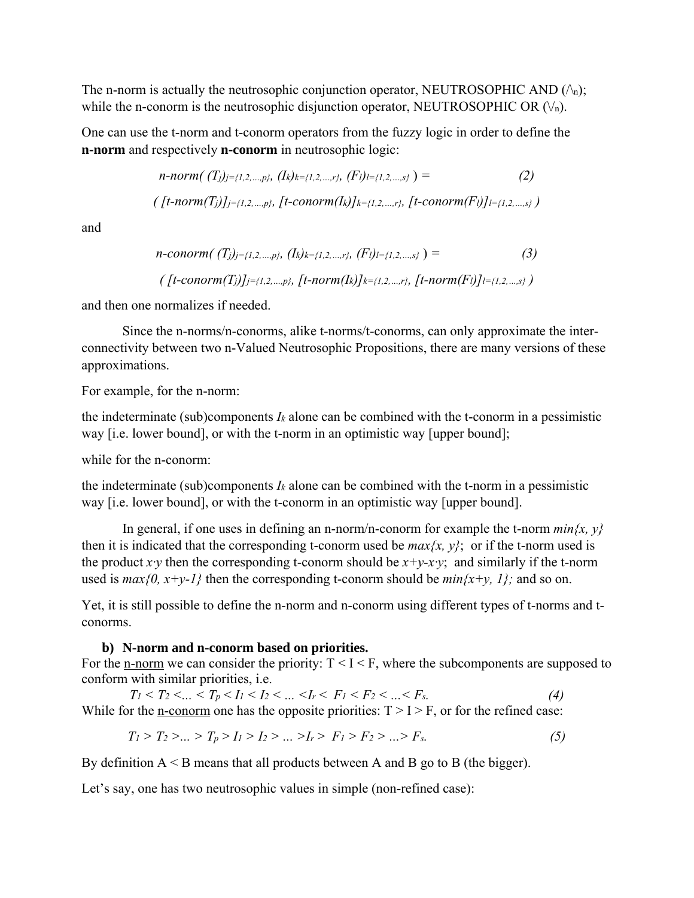The n-norm is actually the neutrosophic conjunction operator, NEUTROSOPHIC AND ($\wedge_n$); while the n-conorm is the neutrosophic disjunction operator, NEUTROSOPHIC OR ($\vee_n$).

One can use the t-norm and t-conorm operators from the fuzzy logic in order to define the **n-norm** and respectively **n-conorm** in neutrosophic logic:

$$n\text{-}norm( (T_j)_{j=\{1,2,\ldots,p\}}, (I_k)_{k=\{1,2,\ldots,r\}}, (F_l)_{l=\{1,2,\ldots,s\}} ) = \tag{2}$$
$$( [t\text{-}norm(T_j)]_{j=\{1,2,\ldots,p\}}, [t\text{-}conorm(I_k)]_{k=\{1,2,\ldots,r\}}, [t\text{-}conorm(F_l)]_{l=\{1,2,\ldots,s\}} )$$

and

$$n\text{-}conorm( (T_j)_{j=\{1,2,\ldots,p\}}, (I_k)_{k=\{1,2,\ldots,r\}}, (F_l)_{l=\{1,2,\ldots,s\}} ) = \tag{3}$$
$$( [t\text{-}conorm(T_j)]_{j=\{1,2,\ldots,p\}}, [t\text{-}norm(I_k)]_{k=\{1,2,\ldots,r\}}, [t\text{-}norm(F_l)]_{l=\{1,2,\ldots,s\}} )$$

and then one normalizes if needed.

Since the n-norms/n-conorms, alike t-norms/t-conorms, can only approximate the inter-connectivity between two n-Valued Neutrosophic Propositions, there are many versions of these approximations.

For example, for the n-norm:

the indeterminate (sub)components $I_k$ alone can be combined with the t-conorm in a pessimistic way [i.e. lower bound], or with the t-norm in an optimistic way [upper bound];

while for the n-conorm:

the indeterminate (sub)components $I_k$ alone can be combined with the t-norm in a pessimistic way [i.e. lower bound], or with the t-conorm in an optimistic way [upper bound].

In general, if one uses in defining an n-norm/n-conorm for example the t-norm $min\{x, y\}$ then it is indicated that the corresponding t-conorm used be $max\{x, y\}$; or if the t-norm used is the product $x \cdot y$ then the corresponding t-conorm should be $x+y-x \cdot y$; and similarly if the t-norm used is $max\{0, x+y-1\}$ then the corresponding t-conorm should be $min\{x+y, 1\}$; and so on.

Yet, it is still possible to define the n-norm and n-conorm using different types of t-norms and t-conorms.

**b) N-norm and n-conorm based on priorities.**

For the n-norm we can consider the priority: T < I < F, where the subcomponents are supposed to conform with similar priorities, i.e.

$$T_1 < T_2 < \ldots < T_p < I_1 < I_2 < \ldots < I_r < F_1 < F_2 < \ldots < F_s. \tag{4}$$

While for the n-conorm one has the opposite priorities: T > I > F, or for the refined case:

$$T_1 > T_2 > \ldots > T_p > I_1 > I_2 > \ldots > I_r > F_1 > F_2 > \ldots > F_s. \tag{5}$$

By definition A < B means that all products between A and B go to B (the bigger).

Let's say, one has two neutrosophic values in simple (non-refined case):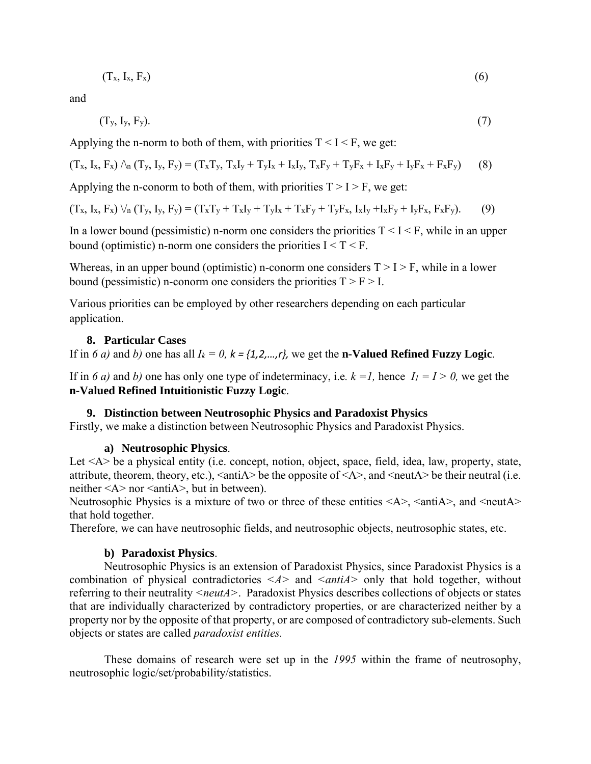$$(T_x, I_x, F_x) \tag{6}$$

and

$$(T_y, I_y, F_y). \tag{7}$$

Applying the n-norm to both of them, with priorities $T < I < F$, we get:

$$(T_x, I_x, F_x) \wedge_n (T_y, I_y, F_y) = (T_xT_y,\ T_xI_y + T_yI_x + I_xI_y,\ T_xF_y + T_yF_x + I_xF_y + I_yF_x + F_xF_y) \tag{8}$$

Applying the n-conorm to both of them, with priorities $T > I > F$, we get:

$$(T_x, I_x, F_x) \vee_n (T_y, I_y, F_y) = (T_xT_y + T_xI_y + T_yI_x + T_xF_y + T_yF_x,\ I_xI_y + I_xF_y + I_yF_x,\ F_xF_y). \tag{9}$$

In a lower bound (pessimistic) n-norm one considers the priorities $T < I < F$, while in an upper bound (optimistic) n-norm one considers the priorities $I < T < F$.

Whereas, in an upper bound (optimistic) n-conorm one considers $T > I > F$, while in a lower bound (pessimistic) n-conorm one considers the priorities $T > F > I$.

Various priorities can be employed by other researchers depending on each particular application.

## 8. Particular Cases

If in *6 a)* and *b)* one has all $I_k = 0$, $k = \{1,2,\ldots,r\}$, we get the **n-Valued Refined Fuzzy Logic**.

If in *6 a)* and *b)* one has only one type of indeterminacy, i.e. $k = 1$, hence $I_1 = I > 0$, we get the **n-Valued Refined Intuitionistic Fuzzy Logic**.

## 9. Distinction between Neutrosophic Physics and Paradoxist Physics

Firstly, we make a distinction between Neutrosophic Physics and Paradoxist Physics.

### a) Neutrosophic Physics.

Let <A> be a physical entity (i.e. concept, notion, object, space, field, idea, law, property, state, attribute, theorem, theory, etc.), <antiA> be the opposite of <A>, and <neutA> be their neutral (i.e. neither <A> nor <antiA>, but in between).

Neutrosophic Physics is a mixture of two or three of these entities <A>, <antiA>, and <neutA> that hold together.

Therefore, we can have neutrosophic fields, and neutrosophic objects, neutrosophic states, etc.

### b) Paradoxist Physics.

Neutrosophic Physics is an extension of Paradoxist Physics, since Paradoxist Physics is a combination of physical contradictories *<A>* and *<antiA>* only that hold together, without referring to their neutrality *<neutA>*. Paradoxist Physics describes collections of objects or states that are individually characterized by contradictory properties, or are characterized neither by a property nor by the opposite of that property, or are composed of contradictory sub-elements. Such objects or states are called *paradoxist entities.*

These domains of research were set up in the *1995* within the frame of neutrosophy, neutrosophic logic/set/probability/statistics.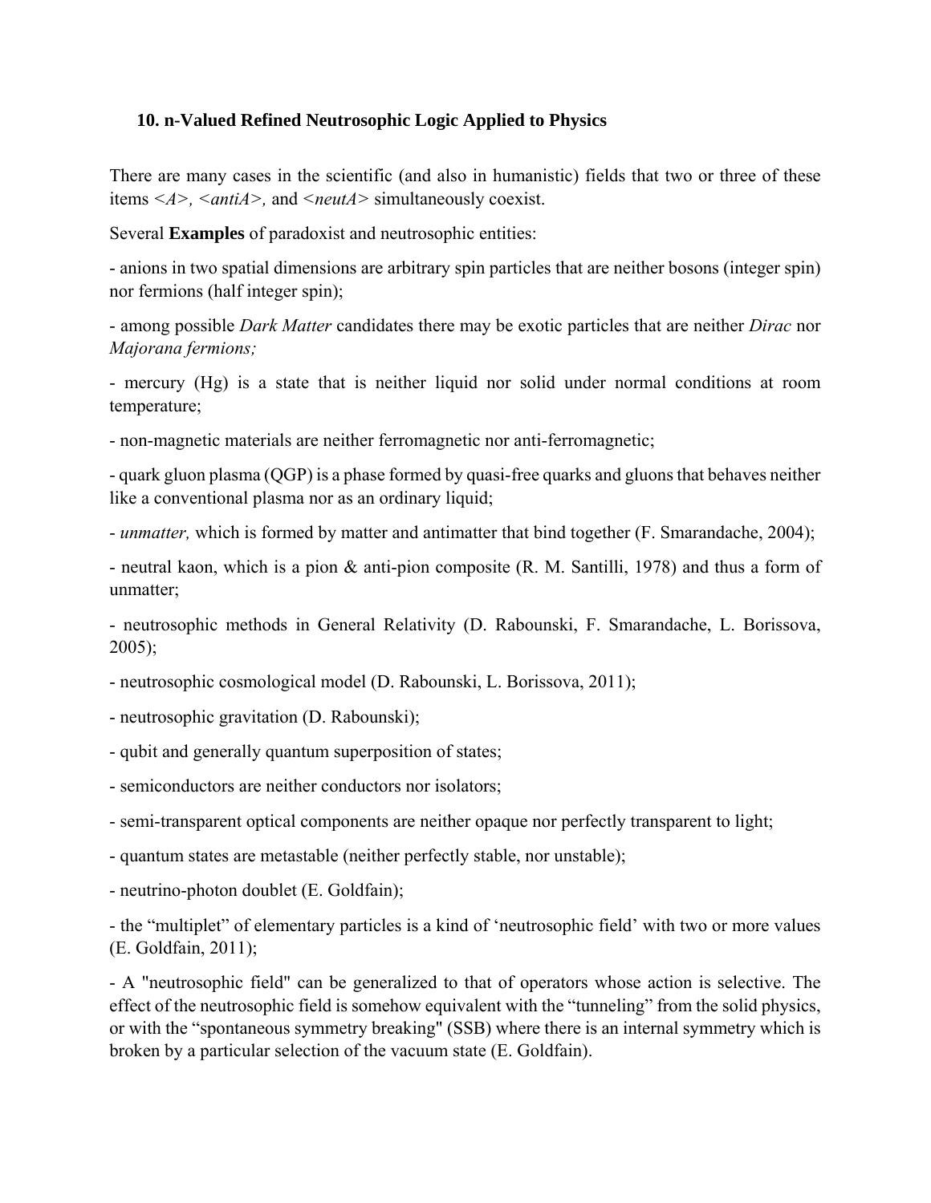### 10. n-Valued Refined Neutrosophic Logic Applied to Physics

There are many cases in the scientific (and also in humanistic) fields that two or three of these items *<A>, <antiA>,* and *<neutA>* simultaneously coexist.

Several **Examples** of paradoxist and neutrosophic entities:

- anions in two spatial dimensions are arbitrary spin particles that are neither bosons (integer spin) nor fermions (half integer spin);

- among possible *Dark Matter* candidates there may be exotic particles that are neither *Dirac* nor *Majorana fermions;*

- mercury (Hg) is a state that is neither liquid nor solid under normal conditions at room temperature;

- non-magnetic materials are neither ferromagnetic nor anti-ferromagnetic;

- quark gluon plasma (QGP) is a phase formed by quasi-free quarks and gluons that behaves neither like a conventional plasma nor as an ordinary liquid;

- *unmatter,* which is formed by matter and antimatter that bind together (F. Smarandache, 2004);

- neutral kaon, which is a pion & anti-pion composite (R. M. Santilli, 1978) and thus a form of unmatter;

- neutrosophic methods in General Relativity (D. Rabounski, F. Smarandache, L. Borissova, 2005);

- neutrosophic cosmological model (D. Rabounski, L. Borissova, 2011);

- neutrosophic gravitation (D. Rabounski);

- qubit and generally quantum superposition of states;

- semiconductors are neither conductors nor isolators;

- semi-transparent optical components are neither opaque nor perfectly transparent to light;

- quantum states are metastable (neither perfectly stable, nor unstable);

- neutrino-photon doublet (E. Goldfain);

- the "multiplet" of elementary particles is a kind of 'neutrosophic field' with two or more values (E. Goldfain, 2011);

- A "neutrosophic field" can be generalized to that of operators whose action is selective. The effect of the neutrosophic field is somehow equivalent with the "tunneling" from the solid physics, or with the "spontaneous symmetry breaking" (SSB) where there is an internal symmetry which is broken by a particular selection of the vacuum state (E. Goldfain).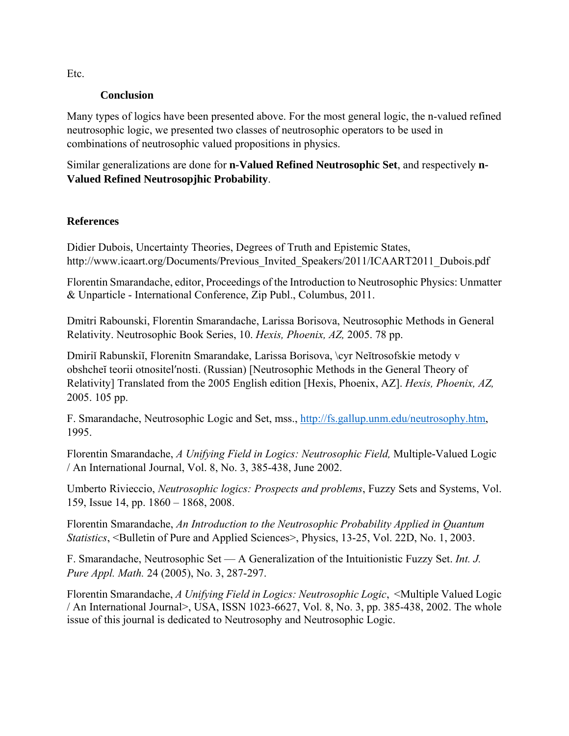Etc.

## Conclusion

Many types of logics have been presented above. For the most general logic, the n-valued refined neutrosophic logic, we presented two classes of neutrosophic operators to be used in combinations of neutrosophic valued propositions in physics.

Similar generalizations are done for **n-Valued Refined Neutrosophic Set**, and respectively **n-Valued Refined Neutrosopjhic Probability**.

## References

Didier Dubois, Uncertainty Theories, Degrees of Truth and Epistemic States, http://www.icaart.org/Documents/Previous_Invited_Speakers/2011/ICAART2011_Dubois.pdf

Florentin Smarandache, editor, Proceedings of the Introduction to Neutrosophic Physics: Unmatter & Unparticle - International Conference, Zip Publ., Columbus, 2011.

Dmitri Rabounski, Florentin Smarandache, Larissa Borisova, Neutrosophic Methods in General Relativity. Neutrosophic Book Series, 10. *Hexis, Phoenix, AZ,* 2005. 78 pp.

Dmiriĭ Rabunskiĭ, Florenitn Smarandake, Larissa Borisova, \cyr Neĭtrosofskie metody v obshcheĭ teorii otnositel′nosti. (Russian) [Neutrosophic Methods in the General Theory of Relativity] Translated from the 2005 English edition [Hexis, Phoenix, AZ]. *Hexis, Phoenix, AZ,* 2005. 105 pp.

F. Smarandache, Neutrosophic Logic and Set, mss., http://fs.gallup.unm.edu/neutrosophy.htm, 1995.

Florentin Smarandache, *A Unifying Field in Logics: Neutrosophic Field,* Multiple-Valued Logic / An International Journal, Vol. 8, No. 3, 385-438, June 2002.

Umberto Rivieccio, *Neutrosophic logics: Prospects and problems*, Fuzzy Sets and Systems, Vol. 159, Issue 14, pp. 1860 – 1868, 2008.

Florentin Smarandache, *An Introduction to the Neutrosophic Probability Applied in Quantum Statistics*, <Bulletin of Pure and Applied Sciences>, Physics, 13-25, Vol. 22D, No. 1, 2003.

F. Smarandache, Neutrosophic Set — A Generalization of the Intuitionistic Fuzzy Set. *Int. J. Pure Appl. Math.* 24 (2005), No. 3, 287-297.

Florentin Smarandache, *A Unifying Field in Logics: Neutrosophic Logic*, <Multiple Valued Logic / An International Journal>, USA, ISSN 1023-6627, Vol. 8, No. 3, pp. 385-438, 2002. The whole issue of this journal is dedicated to Neutrosophy and Neutrosophic Logic.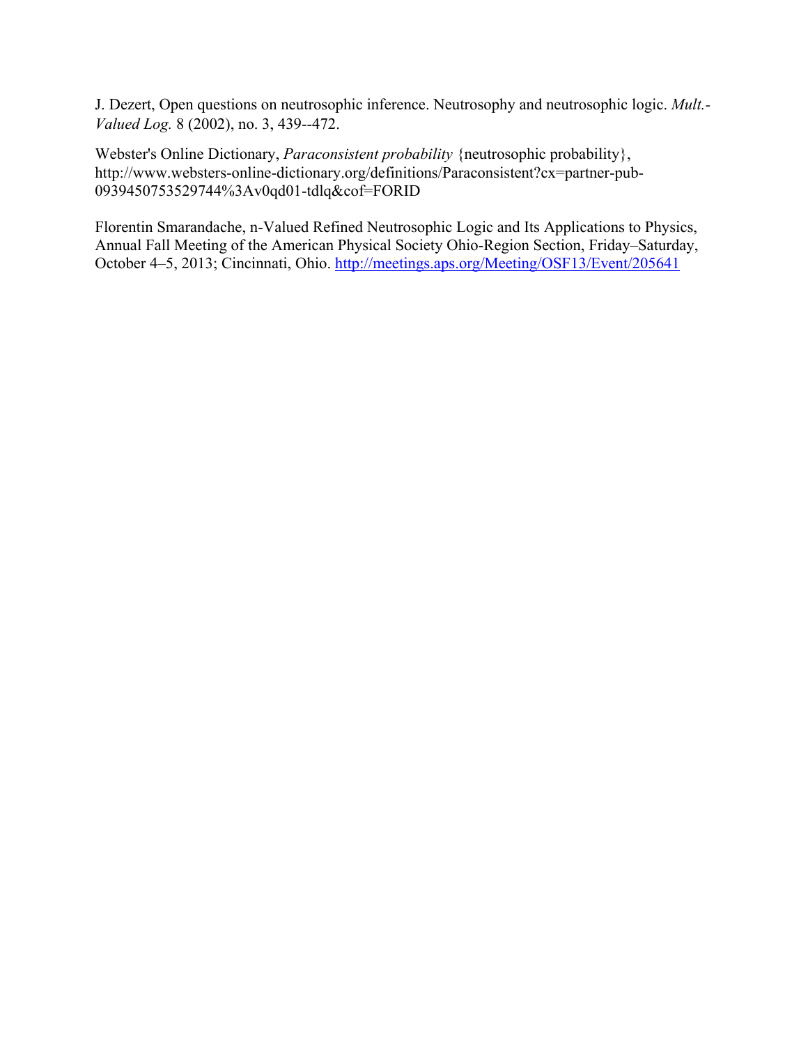J. Dezert, Open questions on neutrosophic inference. Neutrosophy and neutrosophic logic. *Mult.-Valued Log.* 8 (2002), no. 3, 439--472.

Webster's Online Dictionary, *Paraconsistent probability* {neutrosophic probability}, http://www.websters-online-dictionary.org/definitions/Paraconsistent?cx=partner-pub-0939450753529744%3Av0qd01-tdlq&cof=FORID

Florentin Smarandache, n-Valued Refined Neutrosophic Logic and Its Applications to Physics, Annual Fall Meeting of the American Physical Society Ohio-Region Section, Friday–Saturday, October 4–5, 2013; Cincinnati, Ohio. http://meetings.aps.org/Meeting/OSF13/Event/205641